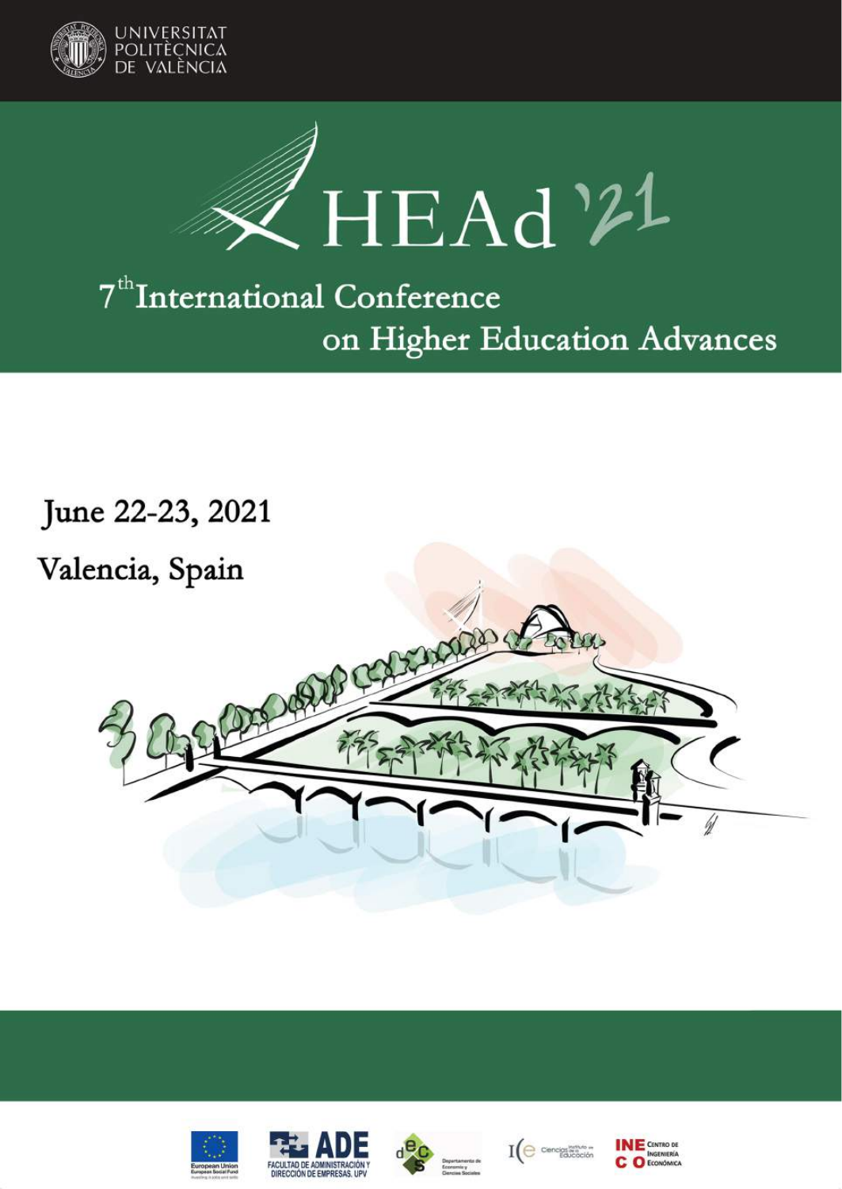UNIVERSITAT POLITÈCNICA DE VALÈNCIA

# HEAd'21

## 7th International Conference on Higher Education Advances

June 22-23, 2021

Valencia, Spain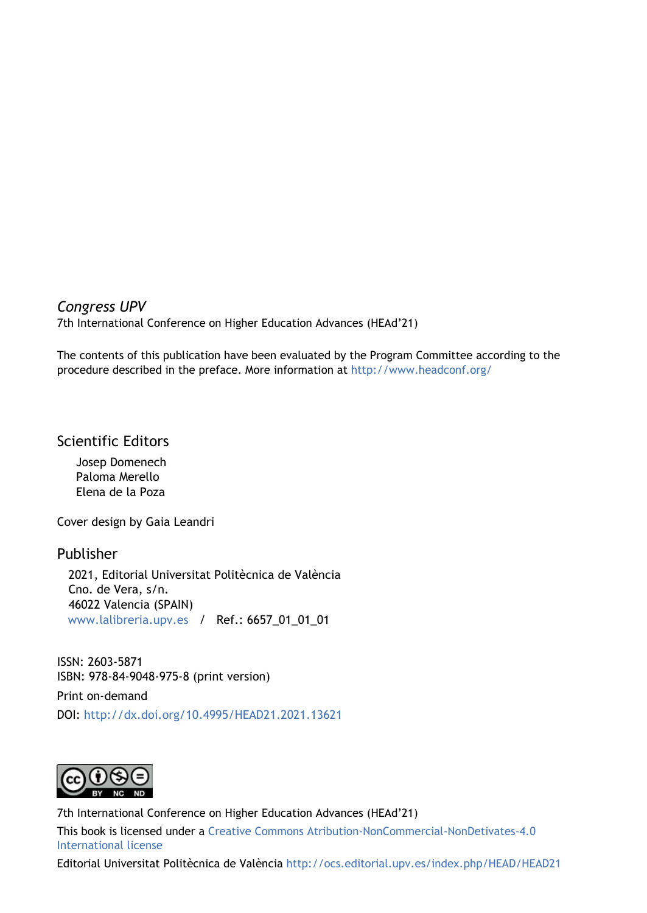*Congress UPV*

7th International Conference on Higher Education Advances (HEAd'21)

The contents of this publication have been evaluated by the Program Committee according to the procedure described in the preface. More information at http://www.headconf.org/

## Scientific Editors

Josep Domenech
Paloma Merello
Elena de la Poza

Cover design by Gaia Leandri

## Publisher

2021, Editorial Universitat Politècnica de València
Cno. de Vera, s/n.
46022 Valencia (SPAIN)
www.lalibreria.upv.es / Ref.: 6657_01_01_01

ISSN: 2603-5871
ISBN: 978-84-9048-975-8 (print version)

Print on-demand

DOI: http://dx.doi.org/10.4995/HEAD21.2021.13621

7th International Conference on Higher Education Advances (HEAd'21)

This book is licensed under a Creative Commons Atribution-NonCommercial-NonDetivates-4.0 International license

Editorial Universitat Politècnica de València http://ocs.editorial.upv.es/index.php/HEAD/HEAD21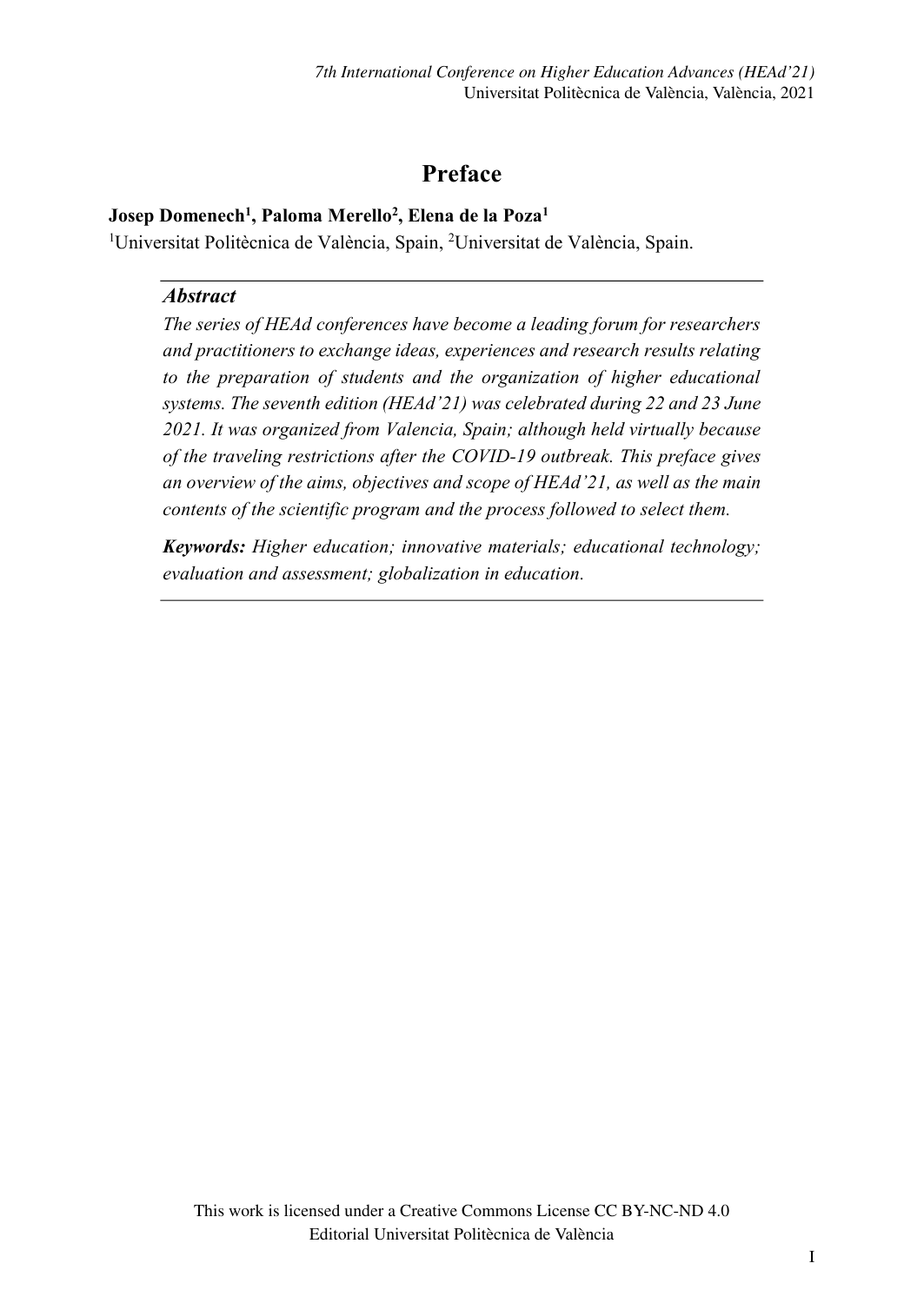# Preface

**Josep Domenech[1], Paloma Merello[2], Elena de la Poza[1]**

[1]Universitat Politècnica de València, Spain, [2]Universitat de València, Spain.

### *Abstract*

*The series of HEAd conferences have become a leading forum for researchers and practitioners to exchange ideas, experiences and research results relating to the preparation of students and the organization of higher educational systems. The seventh edition (HEAd'21) was celebrated during 22 and 23 June 2021. It was organized from Valencia, Spain; although held virtually because of the traveling restrictions after the COVID-19 outbreak. This preface gives an overview of the aims, objectives and scope of HEAd'21, as well as the main contents of the scientific program and the process followed to select them.*

***Keywords:*** *Higher education; innovative materials; educational technology; evaluation and assessment; globalization in education.*

This work is licensed under a Creative Commons License CC BY-NC-ND 4.0
Editorial Universitat Politècnica de València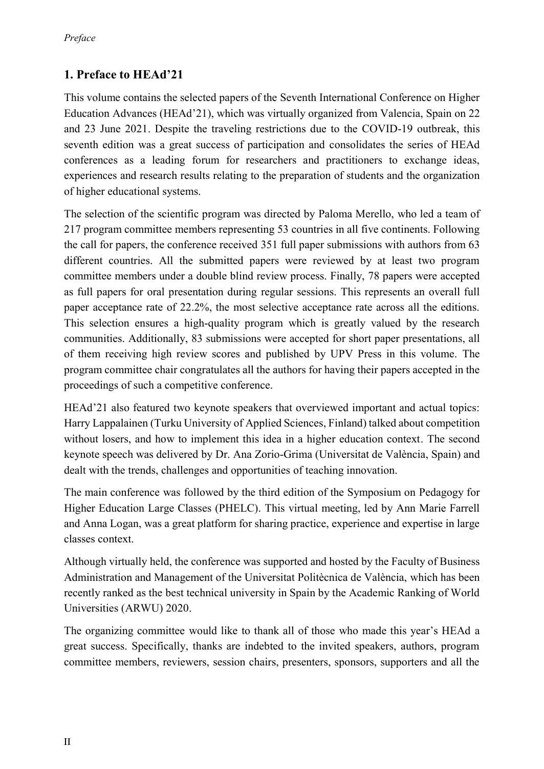## 1. Preface to HEAd'21

This volume contains the selected papers of the Seventh International Conference on Higher Education Advances (HEAd'21), which was virtually organized from Valencia, Spain on 22 and 23 June 2021. Despite the traveling restrictions due to the COVID-19 outbreak, this seventh edition was a great success of participation and consolidates the series of HEAd conferences as a leading forum for researchers and practitioners to exchange ideas, experiences and research results relating to the preparation of students and the organization of higher educational systems.

The selection of the scientific program was directed by Paloma Merello, who led a team of 217 program committee members representing 53 countries in all five continents. Following the call for papers, the conference received 351 full paper submissions with authors from 63 different countries. All the submitted papers were reviewed by at least two program committee members under a double blind review process. Finally, 78 papers were accepted as full papers for oral presentation during regular sessions. This represents an overall full paper acceptance rate of 22.2%, the most selective acceptance rate across all the editions. This selection ensures a high-quality program which is greatly valued by the research communities. Additionally, 83 submissions were accepted for short paper presentations, all of them receiving high review scores and published by UPV Press in this volume. The program committee chair congratulates all the authors for having their papers accepted in the proceedings of such a competitive conference.

HEAd'21 also featured two keynote speakers that overviewed important and actual topics: Harry Lappalainen (Turku University of Applied Sciences, Finland) talked about competition without losers, and how to implement this idea in a higher education context. The second keynote speech was delivered by Dr. Ana Zorio-Grima (Universitat de València, Spain) and dealt with the trends, challenges and opportunities of teaching innovation.

The main conference was followed by the third edition of the Symposium on Pedagogy for Higher Education Large Classes (PHELC). This virtual meeting, led by Ann Marie Farrell and Anna Logan, was a great platform for sharing practice, experience and expertise in large classes context.

Although virtually held, the conference was supported and hosted by the Faculty of Business Administration and Management of the Universitat Politècnica de València, which has been recently ranked as the best technical university in Spain by the Academic Ranking of World Universities (ARWU) 2020.

The organizing committee would like to thank all of those who made this year's HEAd a great success. Specifically, thanks are indebted to the invited speakers, authors, program committee members, reviewers, session chairs, presenters, sponsors, supporters and all the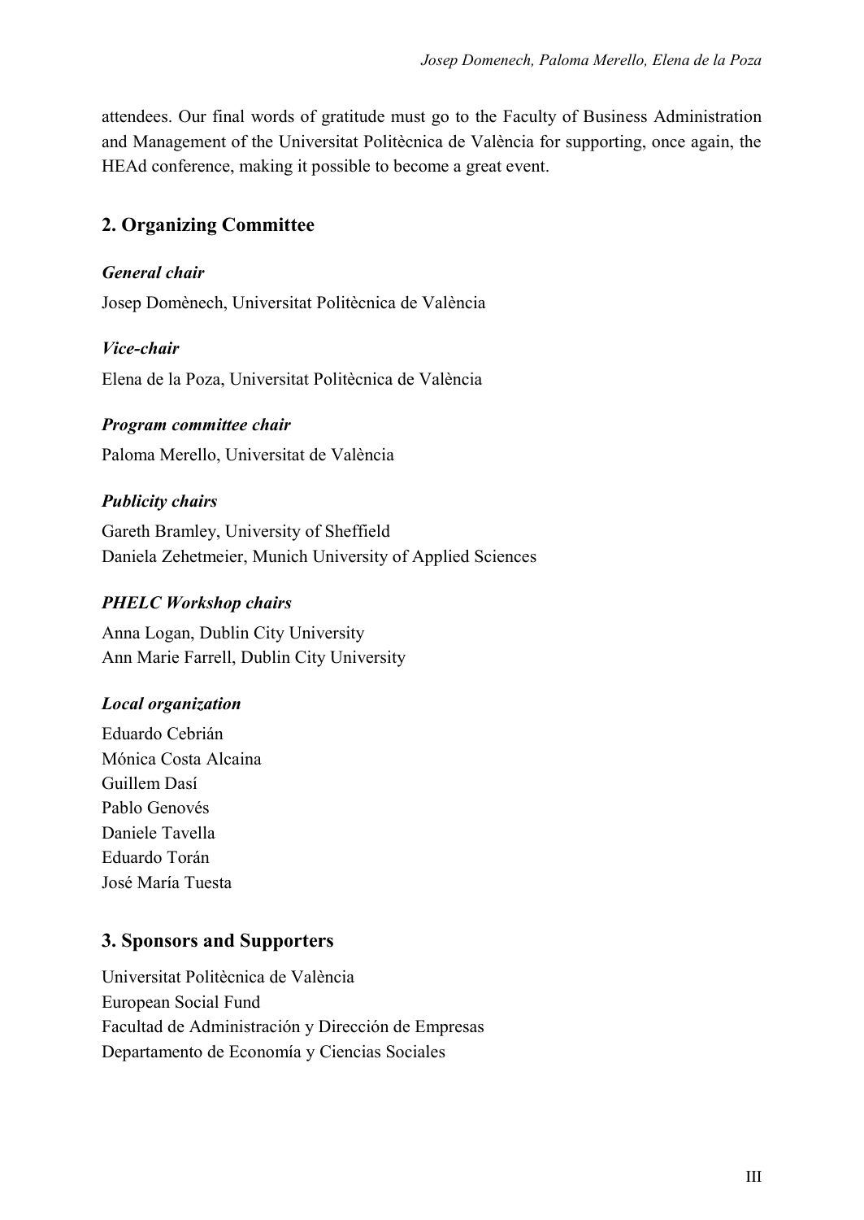attendees. Our final words of gratitude must go to the Faculty of Business Administration and Management of the Universitat Politècnica de València for supporting, once again, the HEAd conference, making it possible to become a great event.

## 2. Organizing Committee

***General chair***

Josep Domènech, Universitat Politècnica de València

***Vice-chair***

Elena de la Poza, Universitat Politècnica de València

***Program committee chair***

Paloma Merello, Universitat de València

***Publicity chairs***

Gareth Bramley, University of Sheffield
Daniela Zehetmeier, Munich University of Applied Sciences

***PHELC Workshop chairs***

Anna Logan, Dublin City University
Ann Marie Farrell, Dublin City University

***Local organization***

Eduardo Cebrián
Mónica Costa Alcaina
Guillem Dasí
Pablo Genovés
Daniele Tavella
Eduardo Torán
José María Tuesta

## 3. Sponsors and Supporters

Universitat Politècnica de València
European Social Fund
Facultad de Administración y Dirección de Empresas
Departamento de Economía y Ciencias Sociales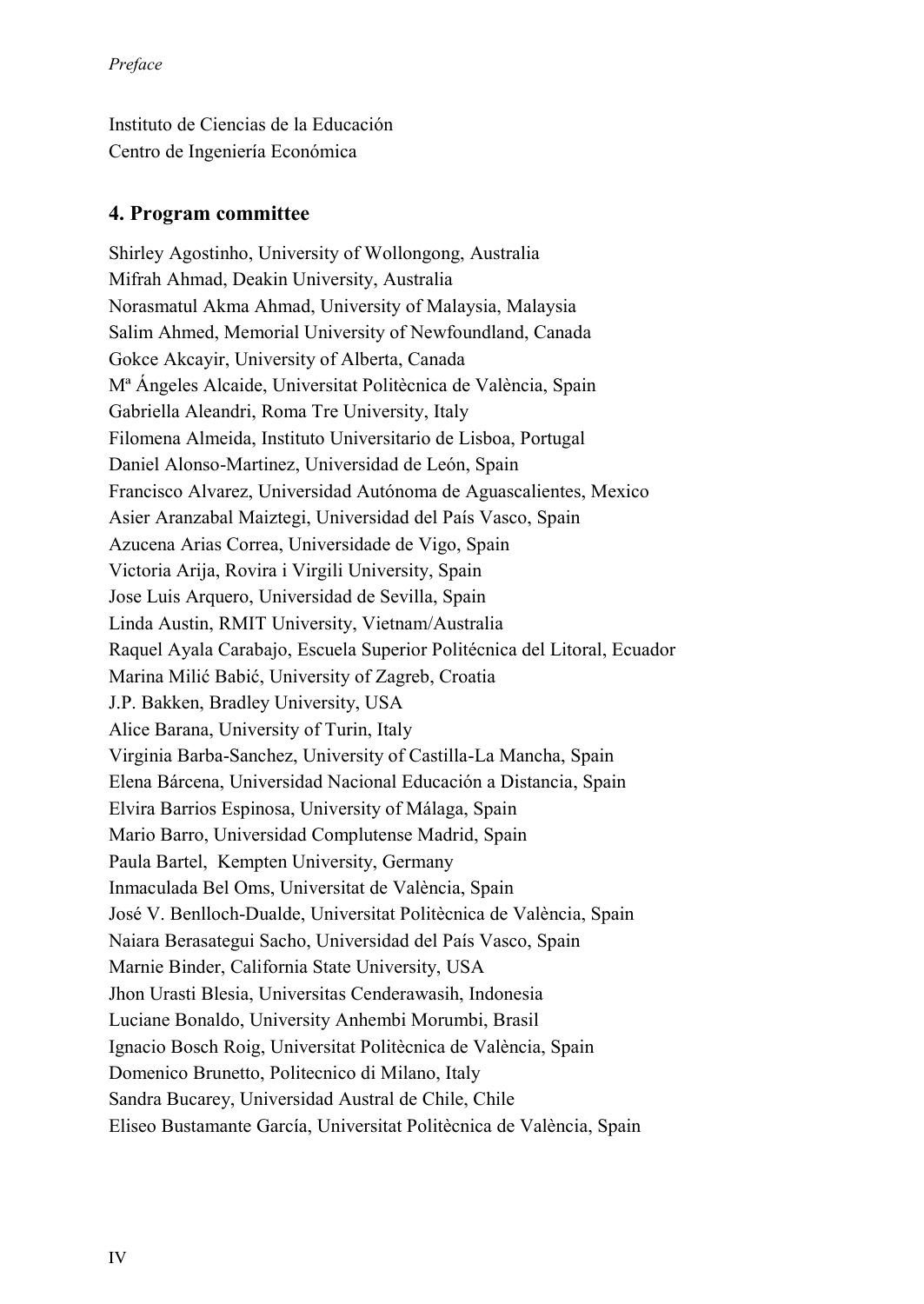Instituto de Ciencias de la Educación
Centro de Ingeniería Económica

## 4. Program committee

Shirley Agostinho, University of Wollongong, Australia
Mifrah Ahmad, Deakin University, Australia
Norasmatul Akma Ahmad, University of Malaysia, Malaysia
Salim Ahmed, Memorial University of Newfoundland, Canada
Gokce Akcayir, University of Alberta, Canada
Mª Ángeles Alcaide, Universitat Politècnica de València, Spain
Gabriella Aleandri, Roma Tre University, Italy
Filomena Almeida, Instituto Universitario de Lisboa, Portugal
Daniel Alonso-Martinez, Universidad de León, Spain
Francisco Alvarez, Universidad Autónoma de Aguascalientes, Mexico
Asier Aranzabal Maiztegi, Universidad del País Vasco, Spain
Azucena Arias Correa, Universidade de Vigo, Spain
Victoria Arija, Rovira i Virgili University, Spain
Jose Luis Arquero, Universidad de Sevilla, Spain
Linda Austin, RMIT University, Vietnam/Australia
Raquel Ayala Carabajo, Escuela Superior Politécnica del Litoral, Ecuador
Marina Milić Babić, University of Zagreb, Croatia
J.P. Bakken, Bradley University, USA
Alice Barana, University of Turin, Italy
Virginia Barba-Sanchez, University of Castilla-La Mancha, Spain
Elena Bárcena, Universidad Nacional Educación a Distancia, Spain
Elvira Barrios Espinosa, University of Málaga, Spain
Mario Barro, Universidad Complutense Madrid, Spain
Paula Bartel, Kempten University, Germany
Inmaculada Bel Oms, Universitat de València, Spain
José V. Benlloch-Dualde, Universitat Politècnica de València, Spain
Naiara Berasategui Sacho, Universidad del País Vasco, Spain
Marnie Binder, California State University, USA
Jhon Urasti Blesia, Universitas Cenderawasih, Indonesia
Luciane Bonaldo, University Anhembi Morumbi, Brasil
Ignacio Bosch Roig, Universitat Politècnica de València, Spain
Domenico Brunetto, Politecnico di Milano, Italy
Sandra Bucarey, Universidad Austral de Chile, Chile
Eliseo Bustamante García, Universitat Politècnica de València, Spain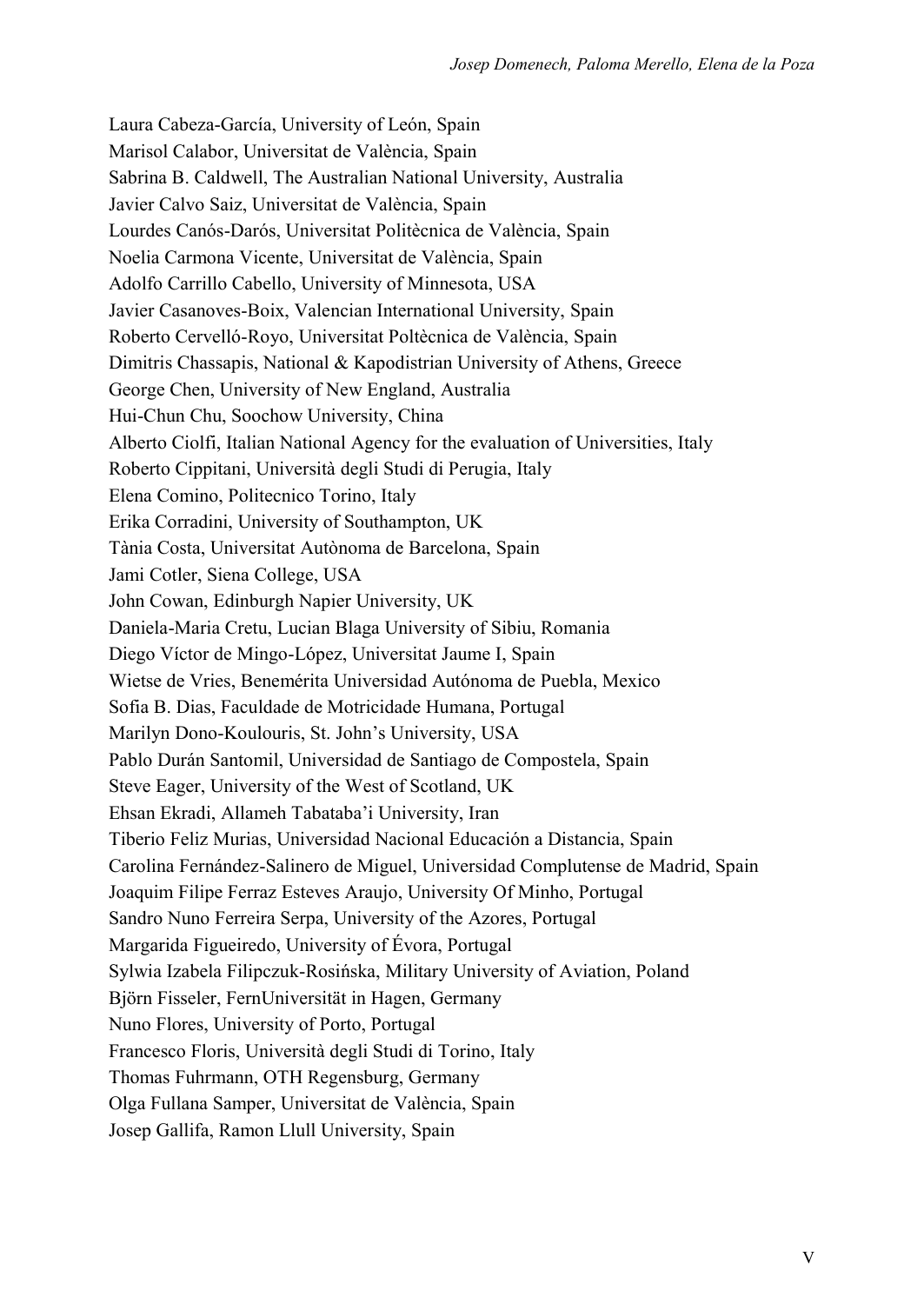Laura Cabeza-García, University of León, Spain
Marisol Calabor, Universitat de València, Spain
Sabrina B. Caldwell, The Australian National University, Australia
Javier Calvo Saiz, Universitat de València, Spain
Lourdes Canós-Darós, Universitat Politècnica de València, Spain
Noelia Carmona Vicente, Universitat de València, Spain
Adolfo Carrillo Cabello, University of Minnesota, USA
Javier Casanoves-Boix, Valencian International University, Spain
Roberto Cervelló-Royo, Universitat Poltècnica de València, Spain
Dimitris Chassapis, National & Kapodistrian University of Athens, Greece
George Chen, University of New England, Australia
Hui-Chun Chu, Soochow University, China
Alberto Ciolfi, Italian National Agency for the evaluation of Universities, Italy
Roberto Cippitani, Università degli Studi di Perugia, Italy
Elena Comino, Politecnico Torino, Italy
Erika Corradini, University of Southampton, UK
Tània Costa, Universitat Autònoma de Barcelona, Spain
Jami Cotler, Siena College, USA
John Cowan, Edinburgh Napier University, UK
Daniela-Maria Cretu, Lucian Blaga University of Sibiu, Romania
Diego Víctor de Mingo-López, Universitat Jaume I, Spain
Wietse de Vries, Benemérita Universidad Autónoma de Puebla, Mexico
Sofia B. Dias, Faculdade de Motricidade Humana, Portugal
Marilyn Dono-Koulouris, St. John's University, USA
Pablo Durán Santomil, Universidad de Santiago de Compostela, Spain
Steve Eager, University of the West of Scotland, UK
Ehsan Ekradi, Allameh Tabataba'i University, Iran
Tiberio Feliz Murias, Universidad Nacional Educación a Distancia, Spain
Carolina Fernández-Salinero de Miguel, Universidad Complutense de Madrid, Spain
Joaquim Filipe Ferraz Esteves Araujo, University Of Minho, Portugal
Sandro Nuno Ferreira Serpa, University of the Azores, Portugal
Margarida Figueiredo, University of Évora, Portugal
Sylwia Izabela Filipczuk-Rosińska, Military University of Aviation, Poland
Björn Fisseler, FernUniversität in Hagen, Germany
Nuno Flores, University of Porto, Portugal
Francesco Floris, Università degli Studi di Torino, Italy
Thomas Fuhrmann, OTH Regensburg, Germany
Olga Fullana Samper, Universitat de València, Spain
Josep Gallifa, Ramon Llull University, Spain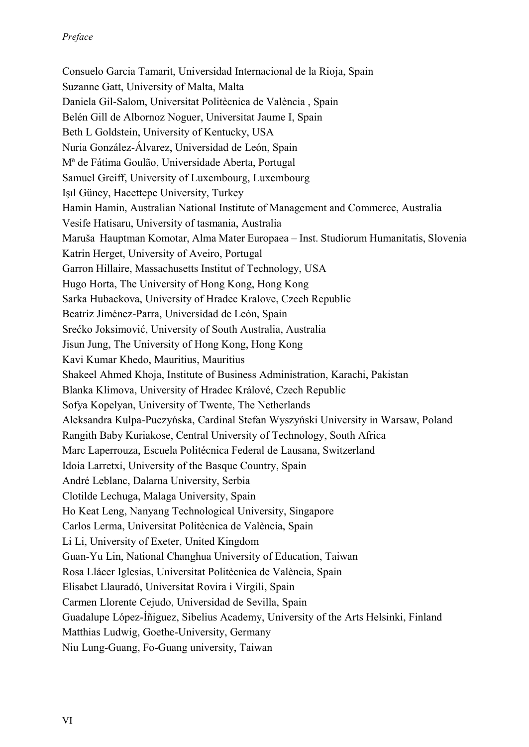Consuelo Garcia Tamarit, Universidad Internacional de la Rioja, Spain
Suzanne Gatt, University of Malta, Malta
Daniela Gil-Salom, Universitat Politècnica de València , Spain
Belén Gill de Albornoz Noguer, Universitat Jaume I, Spain
Beth L Goldstein, University of Kentucky, USA
Nuria González-Álvarez, Universidad de León, Spain
Mª de Fátima Goulão, Universidade Aberta, Portugal
Samuel Greiff, University of Luxembourg, Luxembourg
Işıl Güney, Hacettepe University, Turkey
Hamin Hamin, Australian National Institute of Management and Commerce, Australia
Vesife Hatisaru, University of tasmania, Australia
Maruša Hauptman Komotar, Alma Mater Europaea – Inst. Studiorum Humanitatis, Slovenia
Katrin Herget, University of Aveiro, Portugal
Garron Hillaire, Massachusetts Institut of Technology, USA
Hugo Horta, The University of Hong Kong, Hong Kong
Sarka Hubackova, University of Hradec Kralove, Czech Republic
Beatriz Jiménez-Parra, Universidad de León, Spain
Srećko Joksimović, University of South Australia, Australia
Jisun Jung, The University of Hong Kong, Hong Kong
Kavi Kumar Khedo, Mauritius, Mauritius
Shakeel Ahmed Khoja, Institute of Business Administration, Karachi, Pakistan
Blanka Klimova, University of Hradec Králové, Czech Republic
Sofya Kopelyan, University of Twente, The Netherlands
Aleksandra Kulpa-Puczyńska, Cardinal Stefan Wyszyński University in Warsaw, Poland
Rangith Baby Kuriakose, Central University of Technology, South Africa
Marc Laperrouza, Escuela Politécnica Federal de Lausana, Switzerland
Idoia Larretxi, University of the Basque Country, Spain
André Leblanc, Dalarna University, Serbia
Clotilde Lechuga, Malaga University, Spain
Ho Keat Leng, Nanyang Technological University, Singapore
Carlos Lerma, Universitat Politècnica de València, Spain
Li Li, University of Exeter, United Kingdom
Guan-Yu Lin, National Changhua University of Education, Taiwan
Rosa Llácer Iglesias, Universitat Politècnica de València, Spain
Elisabet Llauradó, Universitat Rovira i Virgili, Spain
Carmen Llorente Cejudo, Universidad de Sevilla, Spain
Guadalupe López-Íñiguez, Sibelius Academy, University of the Arts Helsinki, Finland
Matthias Ludwig, Goethe-University, Germany
Niu Lung-Guang, Fo-Guang university, Taiwan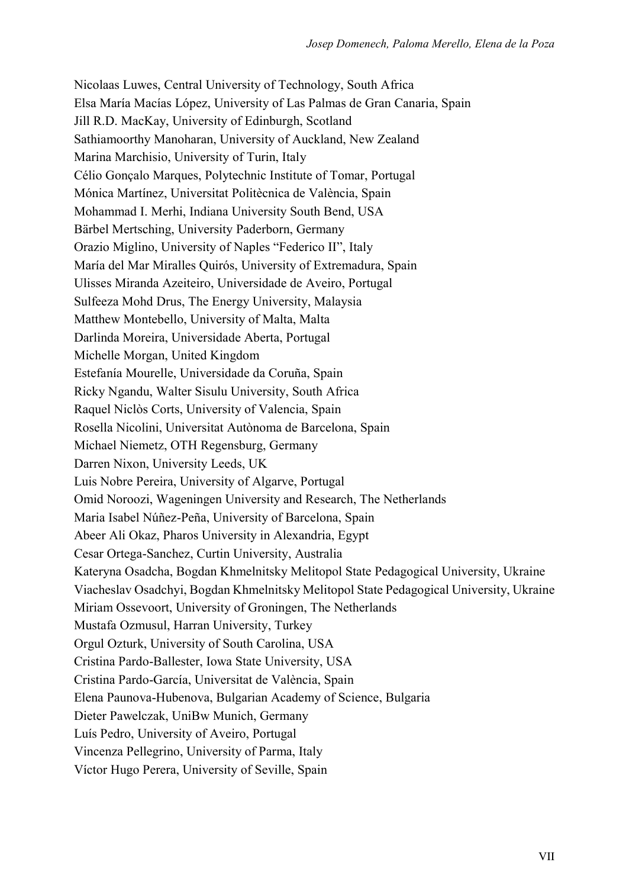Nicolaas Luwes, Central University of Technology, South Africa
Elsa María Macías López, University of Las Palmas de Gran Canaria, Spain
Jill R.D. MacKay, University of Edinburgh, Scotland
Sathiamoorthy Manoharan, University of Auckland, New Zealand
Marina Marchisio, University of Turin, Italy
Célio Gonçalo Marques, Polytechnic Institute of Tomar, Portugal
Mónica Martínez, Universitat Politècnica de València, Spain
Mohammad I. Merhi, Indiana University South Bend, USA
Bärbel Mertsching, University Paderborn, Germany
Orazio Miglino, University of Naples "Federico II", Italy
María del Mar Miralles Quirós, University of Extremadura, Spain
Ulisses Miranda Azeiteiro, Universidade de Aveiro, Portugal
Sulfeeza Mohd Drus, The Energy University, Malaysia
Matthew Montebello, University of Malta, Malta
Darlinda Moreira, Universidade Aberta, Portugal
Michelle Morgan, United Kingdom
Estefanía Mourelle, Universidade da Coruña, Spain
Ricky Ngandu, Walter Sisulu University, South Africa
Raquel Niclòs Corts, University of Valencia, Spain
Rosella Nicolini, Universitat Autònoma de Barcelona, Spain
Michael Niemetz, OTH Regensburg, Germany
Darren Nixon, University Leeds, UK
Luis Nobre Pereira, University of Algarve, Portugal
Omid Noroozi, Wageningen University and Research, The Netherlands
Maria Isabel Núñez-Peña, University of Barcelona, Spain
Abeer Ali Okaz, Pharos University in Alexandria, Egypt
Cesar Ortega-Sanchez, Curtin University, Australia
Kateryna Osadcha, Bogdan Khmelnitsky Melitopol State Pedagogical University, Ukraine
Viacheslav Osadchyi, Bogdan Khmelnitsky Melitopol State Pedagogical University, Ukraine
Miriam Ossevoort, University of Groningen, The Netherlands
Mustafa Ozmusul, Harran University, Turkey
Orgul Ozturk, University of South Carolina, USA
Cristina Pardo-Ballester, Iowa State University, USA
Cristina Pardo-García, Universitat de València, Spain
Elena Paunova-Hubenova, Bulgarian Academy of Science, Bulgaria
Dieter Pawelczak, UniBw Munich, Germany
Luís Pedro, University of Aveiro, Portugal
Vincenza Pellegrino, University of Parma, Italy
Víctor Hugo Perera, University of Seville, Spain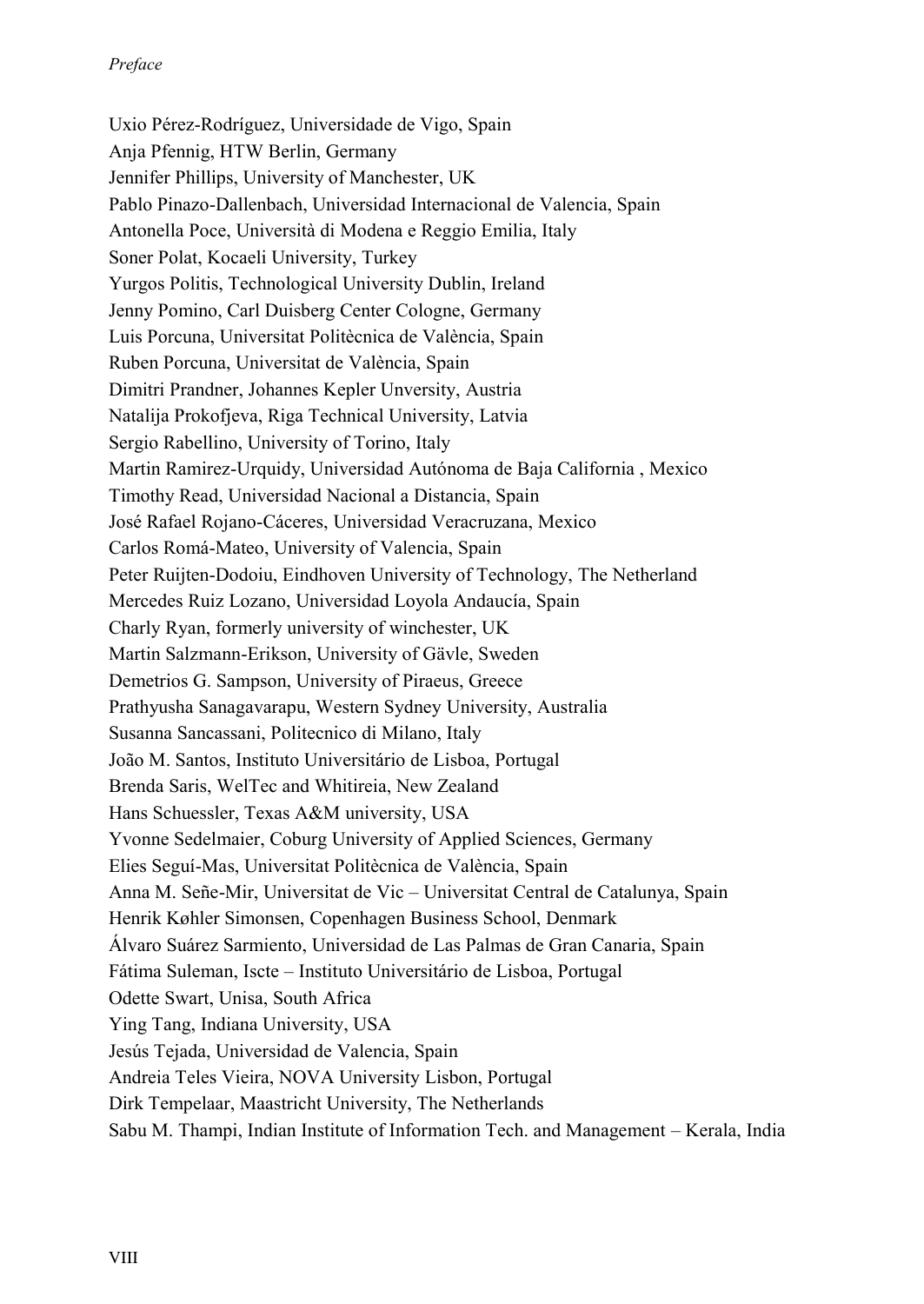Uxio Pérez-Rodríguez, Universidade de Vigo, Spain  
Anja Pfennig, HTW Berlin, Germany  
Jennifer Phillips, University of Manchester, UK  
Pablo Pinazo-Dallenbach, Universidad Internacional de Valencia, Spain  
Antonella Poce, Università di Modena e Reggio Emilia, Italy  
Soner Polat, Kocaeli University, Turkey  
Yurgos Politis, Technological University Dublin, Ireland  
Jenny Pomino, Carl Duisberg Center Cologne, Germany  
Luis Porcuna, Universitat Politècnica de València, Spain  
Ruben Porcuna, Universitat de València, Spain  
Dimitri Prandner, Johannes Kepler Unversity, Austria  
Natalija Prokofjeva, Riga Technical University, Latvia  
Sergio Rabellino, University of Torino, Italy  
Martin Ramirez-Urquidy, Universidad Autónoma de Baja California , Mexico  
Timothy Read, Universidad Nacional a Distancia, Spain  
José Rafael Rojano-Cáceres, Universidad Veracruzana, Mexico  
Carlos Romá-Mateo, University of Valencia, Spain  
Peter Ruijten-Dodoiu, Eindhoven University of Technology, The Netherland  
Mercedes Ruiz Lozano, Universidad Loyola Andaucía, Spain  
Charly Ryan, formerly university of winchester, UK  
Martin Salzmann-Erikson, University of Gävle, Sweden  
Demetrios G. Sampson, University of Piraeus, Greece  
Prathyusha Sanagavarapu, Western Sydney University, Australia  
Susanna Sancassani, Politecnico di Milano, Italy  
João M. Santos, Instituto Universitário de Lisboa, Portugal  
Brenda Saris, WelTec and Whitireia, New Zealand  
Hans Schuessler, Texas A&M university, USA  
Yvonne Sedelmaier, Coburg University of Applied Sciences, Germany  
Elies Seguí-Mas, Universitat Politècnica de València, Spain  
Anna M. Señe-Mir, Universitat de Vic – Universitat Central de Catalunya, Spain  
Henrik Køhler Simonsen, Copenhagen Business School, Denmark  
Álvaro Suárez Sarmiento, Universidad de Las Palmas de Gran Canaria, Spain  
Fátima Suleman, Iscte – Instituto Universitário de Lisboa, Portugal  
Odette Swart, Unisa, South Africa  
Ying Tang, Indiana University, USA  
Jesús Tejada, Universidad de Valencia, Spain  
Andreia Teles Vieira, NOVA University Lisbon, Portugal  
Dirk Tempelaar, Maastricht University, The Netherlands  
Sabu M. Thampi, Indian Institute of Information Tech. and Management – Kerala, India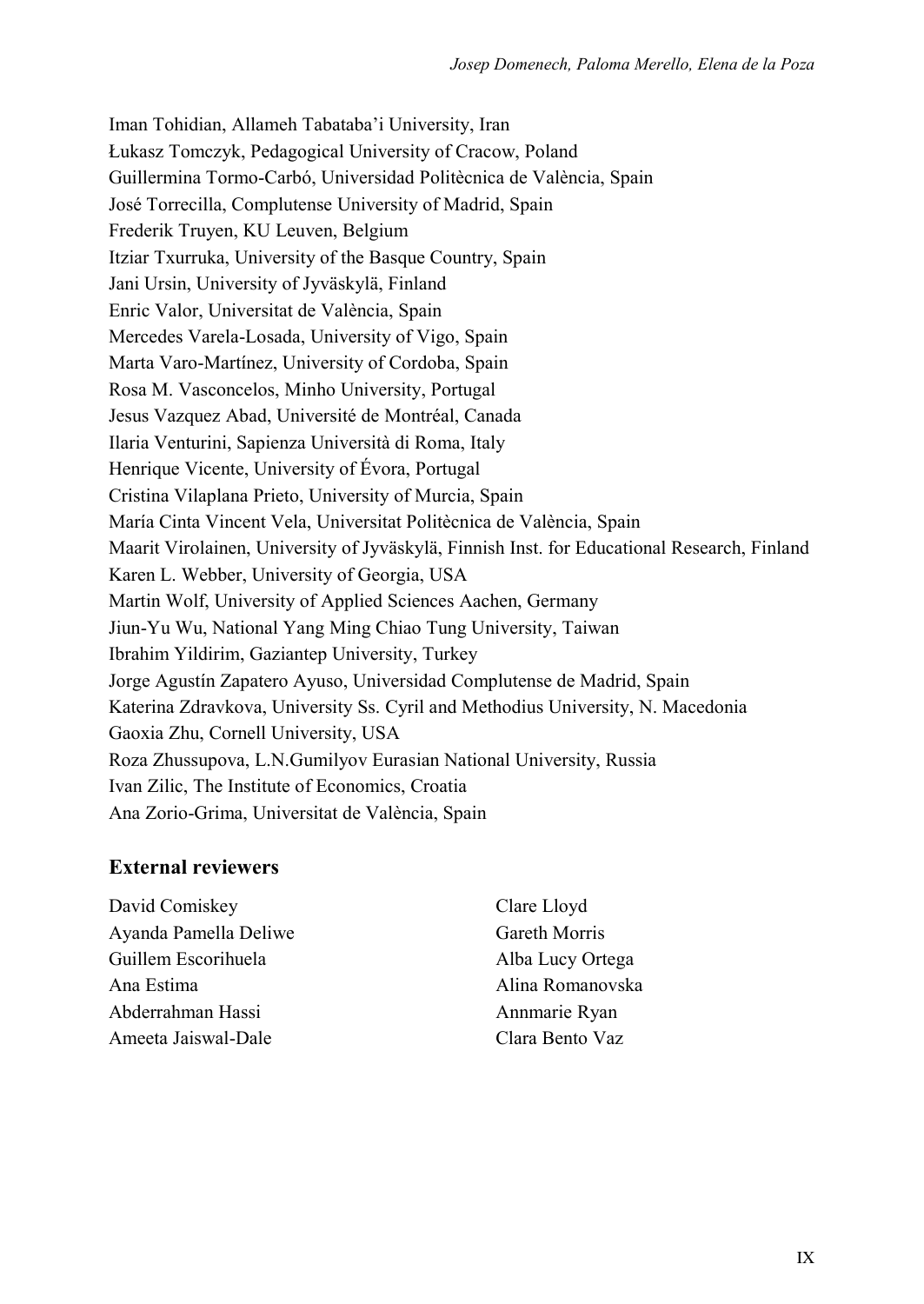Iman Tohidian, Allameh Tabataba'i University, Iran
Łukasz Tomczyk, Pedagogical University of Cracow, Poland
Guillermina Tormo-Carbó, Universidad Politècnica de València, Spain
José Torrecilla, Complutense University of Madrid, Spain
Frederik Truyen, KU Leuven, Belgium
Itziar Txurruka, University of the Basque Country, Spain
Jani Ursin, University of Jyväskylä, Finland
Enric Valor, Universitat de València, Spain
Mercedes Varela-Losada, University of Vigo, Spain
Marta Varo-Martínez, University of Cordoba, Spain
Rosa M. Vasconcelos, Minho University, Portugal
Jesus Vazquez Abad, Université de Montréal, Canada
Ilaria Venturini, Sapienza Università di Roma, Italy
Henrique Vicente, University of Évora, Portugal
Cristina Vilaplana Prieto, University of Murcia, Spain
María Cinta Vincent Vela, Universitat Politècnica de València, Spain
Maarit Virolainen, University of Jyväskylä, Finnish Inst. for Educational Research, Finland
Karen L. Webber, University of Georgia, USA
Martin Wolf, University of Applied Sciences Aachen, Germany
Jiun-Yu Wu, National Yang Ming Chiao Tung University, Taiwan
Ibrahim Yildirim, Gaziantep University, Turkey
Jorge Agustín Zapatero Ayuso, Universidad Complutense de Madrid, Spain
Katerina Zdravkova, University Ss. Cyril and Methodius University, N. Macedonia
Gaoxia Zhu, Cornell University, USA
Roza Zhussupova, L.N.Gumilyov Eurasian National University, Russia
Ivan Zilic, The Institute of Economics, Croatia
Ana Zorio-Grima, Universitat de València, Spain

## External reviewers

David Comiskey
Ayanda Pamella Deliwe
Guillem Escorihuela
Ana Estima
Abderrahman Hassi
Ameeta Jaiswal-Dale
Clare Lloyd
Gareth Morris
Alba Lucy Ortega
Alina Romanovska
Annmarie Ryan
Clara Bento Vaz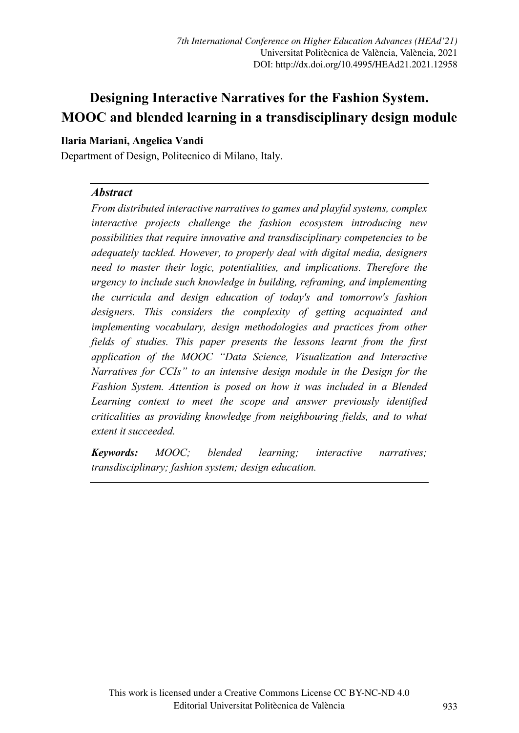# Designing Interactive Narratives for the Fashion System. MOOC and blended learning in a transdisciplinary design module

**Ilaria Mariani, Angelica Vandi**

Department of Design, Politecnico di Milano, Italy.

### *Abstract*

*From distributed interactive narratives to games and playful systems, complex interactive projects challenge the fashion ecosystem introducing new possibilities that require innovative and transdisciplinary competencies to be adequately tackled. However, to properly deal with digital media, designers need to master their logic, potentialities, and implications. Therefore the urgency to include such knowledge in building, reframing, and implementing the curricula and design education of today's and tomorrow's fashion designers. This considers the complexity of getting acquainted and implementing vocabulary, design methodologies and practices from other fields of studies. This paper presents the lessons learnt from the first application of the MOOC "Data Science, Visualization and Interactive Narratives for CCIs" to an intensive design module in the Design for the Fashion System. Attention is posed on how it was included in a Blended Learning context to meet the scope and answer previously identified criticalities as providing knowledge from neighbouring fields, and to what extent it succeeded.*

***Keywords:*** *MOOC; blended learning; interactive narratives; transdisciplinary; fashion system; design education.*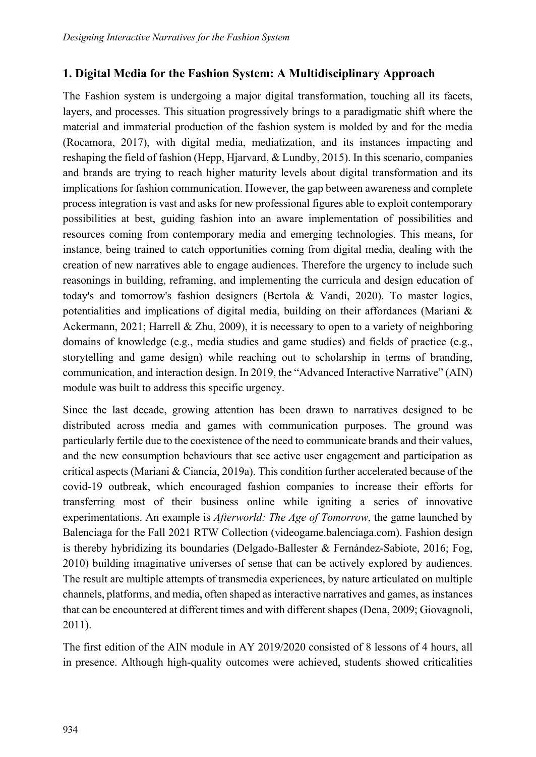## 1. Digital Media for the Fashion System: A Multidisciplinary Approach

The Fashion system is undergoing a major digital transformation, touching all its facets, layers, and processes. This situation progressively brings to a paradigmatic shift where the material and immaterial production of the fashion system is molded by and for the media (Rocamora, 2017), with digital media, mediatization, and its instances impacting and reshaping the field of fashion (Hepp, Hjarvard, & Lundby, 2015). In this scenario, companies and brands are trying to reach higher maturity levels about digital transformation and its implications for fashion communication. However, the gap between awareness and complete process integration is vast and asks for new professional figures able to exploit contemporary possibilities at best, guiding fashion into an aware implementation of possibilities and resources coming from contemporary media and emerging technologies. This means, for instance, being trained to catch opportunities coming from digital media, dealing with the creation of new narratives able to engage audiences. Therefore the urgency to include such reasonings in building, reframing, and implementing the curricula and design education of today's and tomorrow's fashion designers (Bertola & Vandi, 2020). To master logics, potentialities and implications of digital media, building on their affordances (Mariani & Ackermann, 2021; Harrell & Zhu, 2009), it is necessary to open to a variety of neighboring domains of knowledge (e.g., media studies and game studies) and fields of practice (e.g., storytelling and game design) while reaching out to scholarship in terms of branding, communication, and interaction design. In 2019, the "Advanced Interactive Narrative" (AIN) module was built to address this specific urgency.

Since the last decade, growing attention has been drawn to narratives designed to be distributed across media and games with communication purposes. The ground was particularly fertile due to the coexistence of the need to communicate brands and their values, and the new consumption behaviours that see active user engagement and participation as critical aspects (Mariani & Ciancia, 2019a). This condition further accelerated because of the covid-19 outbreak, which encouraged fashion companies to increase their efforts for transferring most of their business online while igniting a series of innovative experimentations. An example is *Afterworld: The Age of Tomorrow*, the game launched by Balenciaga for the Fall 2021 RTW Collection (videogame.balenciaga.com). Fashion design is thereby hybridizing its boundaries (Delgado-Ballester & Fernández-Sabiote, 2016; Fog, 2010) building imaginative universes of sense that can be actively explored by audiences. The result are multiple attempts of transmedia experiences, by nature articulated on multiple channels, platforms, and media, often shaped as interactive narratives and games, as instances that can be encountered at different times and with different shapes (Dena, 2009; Giovagnoli, 2011).

The first edition of the AIN module in AY 2019/2020 consisted of 8 lessons of 4 hours, all in presence. Although high-quality outcomes were achieved, students showed criticalities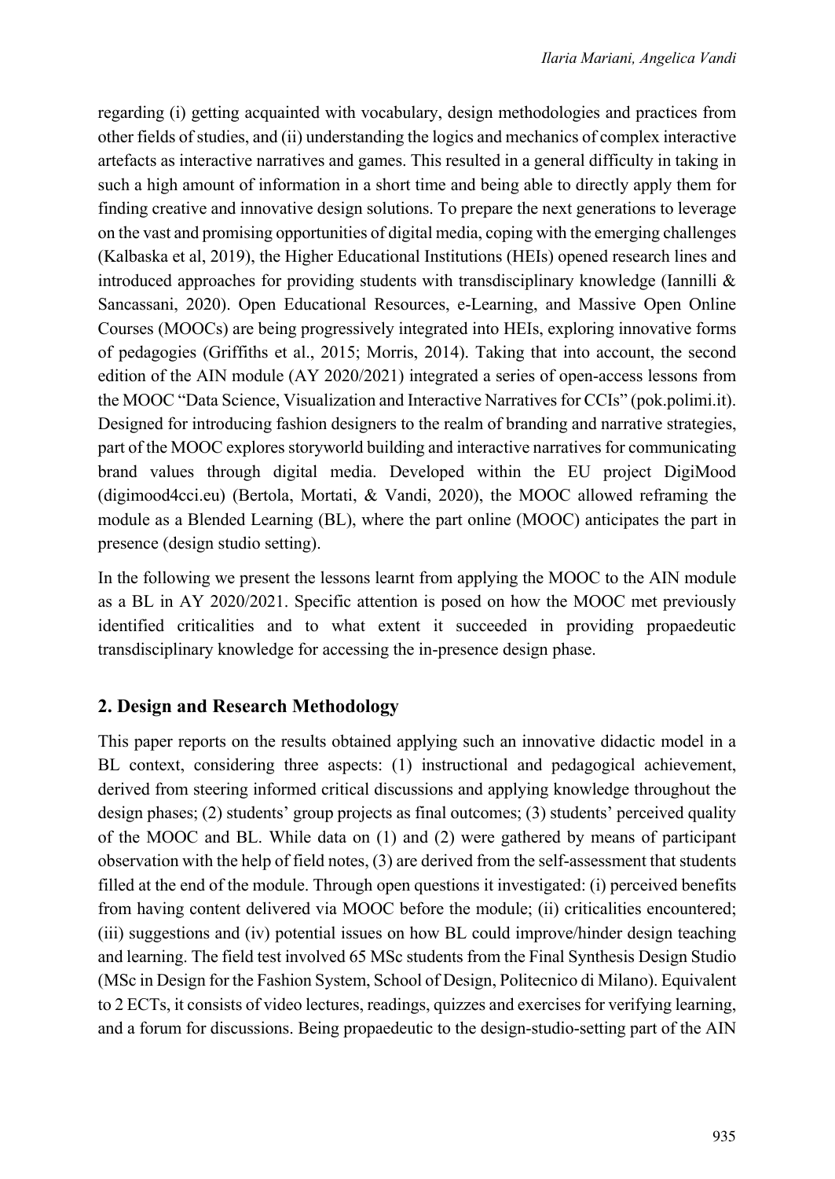regarding (i) getting acquainted with vocabulary, design methodologies and practices from other fields of studies, and (ii) understanding the logics and mechanics of complex interactive artefacts as interactive narratives and games. This resulted in a general difficulty in taking in such a high amount of information in a short time and being able to directly apply them for finding creative and innovative design solutions. To prepare the next generations to leverage on the vast and promising opportunities of digital media, coping with the emerging challenges (Kalbaska et al, 2019), the Higher Educational Institutions (HEIs) opened research lines and introduced approaches for providing students with transdisciplinary knowledge (Iannilli & Sancassani, 2020). Open Educational Resources, e-Learning, and Massive Open Online Courses (MOOCs) are being progressively integrated into HEIs, exploring innovative forms of pedagogies (Griffiths et al., 2015; Morris, 2014). Taking that into account, the second edition of the AIN module (AY 2020/2021) integrated a series of open-access lessons from the MOOC "Data Science, Visualization and Interactive Narratives for CCIs" (pok.polimi.it). Designed for introducing fashion designers to the realm of branding and narrative strategies, part of the MOOC explores storyworld building and interactive narratives for communicating brand values through digital media. Developed within the EU project DigiMood (digimood4cci.eu) (Bertola, Mortati, & Vandi, 2020), the MOOC allowed reframing the module as a Blended Learning (BL), where the part online (MOOC) anticipates the part in presence (design studio setting).

In the following we present the lessons learnt from applying the MOOC to the AIN module as a BL in AY 2020/2021. Specific attention is posed on how the MOOC met previously identified criticalities and to what extent it succeeded in providing propaedeutic transdisciplinary knowledge for accessing the in-presence design phase.

## 2. Design and Research Methodology

This paper reports on the results obtained applying such an innovative didactic model in a BL context, considering three aspects: (1) instructional and pedagogical achievement, derived from steering informed critical discussions and applying knowledge throughout the design phases; (2) students' group projects as final outcomes; (3) students' perceived quality of the MOOC and BL. While data on (1) and (2) were gathered by means of participant observation with the help of field notes, (3) are derived from the self-assessment that students filled at the end of the module. Through open questions it investigated: (i) perceived benefits from having content delivered via MOOC before the module; (ii) criticalities encountered; (iii) suggestions and (iv) potential issues on how BL could improve/hinder design teaching and learning. The field test involved 65 MSc students from the Final Synthesis Design Studio (MSc in Design for the Fashion System, School of Design, Politecnico di Milano). Equivalent to 2 ECTs, it consists of video lectures, readings, quizzes and exercises for verifying learning, and a forum for discussions. Being propaedeutic to the design-studio-setting part of the AIN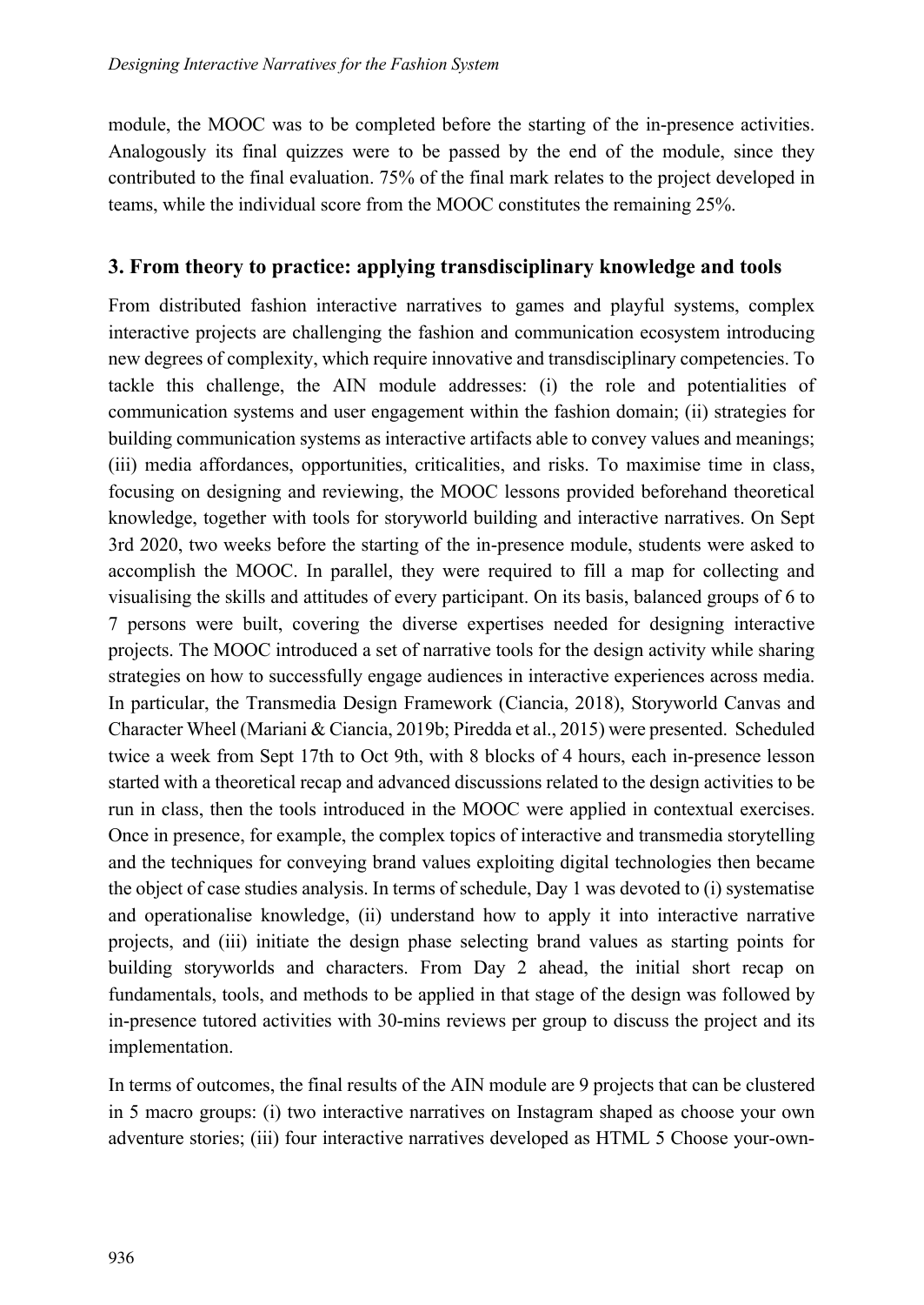module, the MOOC was to be completed before the starting of the in-presence activities. Analogously its final quizzes were to be passed by the end of the module, since they contributed to the final evaluation. 75% of the final mark relates to the project developed in teams, while the individual score from the MOOC constitutes the remaining 25%.

## 3. From theory to practice: applying transdisciplinary knowledge and tools

From distributed fashion interactive narratives to games and playful systems, complex interactive projects are challenging the fashion and communication ecosystem introducing new degrees of complexity, which require innovative and transdisciplinary competencies. To tackle this challenge, the AIN module addresses: (i) the role and potentialities of communication systems and user engagement within the fashion domain; (ii) strategies for building communication systems as interactive artifacts able to convey values and meanings; (iii) media affordances, opportunities, criticalities, and risks. To maximise time in class, focusing on designing and reviewing, the MOOC lessons provided beforehand theoretical knowledge, together with tools for storyworld building and interactive narratives. On Sept 3rd 2020, two weeks before the starting of the in-presence module, students were asked to accomplish the MOOC. In parallel, they were required to fill a map for collecting and visualising the skills and attitudes of every participant. On its basis, balanced groups of 6 to 7 persons were built, covering the diverse expertises needed for designing interactive projects. The MOOC introduced a set of narrative tools for the design activity while sharing strategies on how to successfully engage audiences in interactive experiences across media. In particular, the Transmedia Design Framework (Ciancia, 2018), Storyworld Canvas and Character Wheel (Mariani & Ciancia, 2019b; Piredda et al., 2015) were presented. Scheduled twice a week from Sept 17th to Oct 9th, with 8 blocks of 4 hours, each in-presence lesson started with a theoretical recap and advanced discussions related to the design activities to be run in class, then the tools introduced in the MOOC were applied in contextual exercises. Once in presence, for example, the complex topics of interactive and transmedia storytelling and the techniques for conveying brand values exploiting digital technologies then became the object of case studies analysis. In terms of schedule, Day 1 was devoted to (i) systematise and operationalise knowledge, (ii) understand how to apply it into interactive narrative projects, and (iii) initiate the design phase selecting brand values as starting points for building storyworlds and characters. From Day 2 ahead, the initial short recap on fundamentals, tools, and methods to be applied in that stage of the design was followed by in-presence tutored activities with 30-mins reviews per group to discuss the project and its implementation.

In terms of outcomes, the final results of the AIN module are 9 projects that can be clustered in 5 macro groups: (i) two interactive narratives on Instagram shaped as choose your own adventure stories; (iii) four interactive narratives developed as HTML 5 Choose your-own-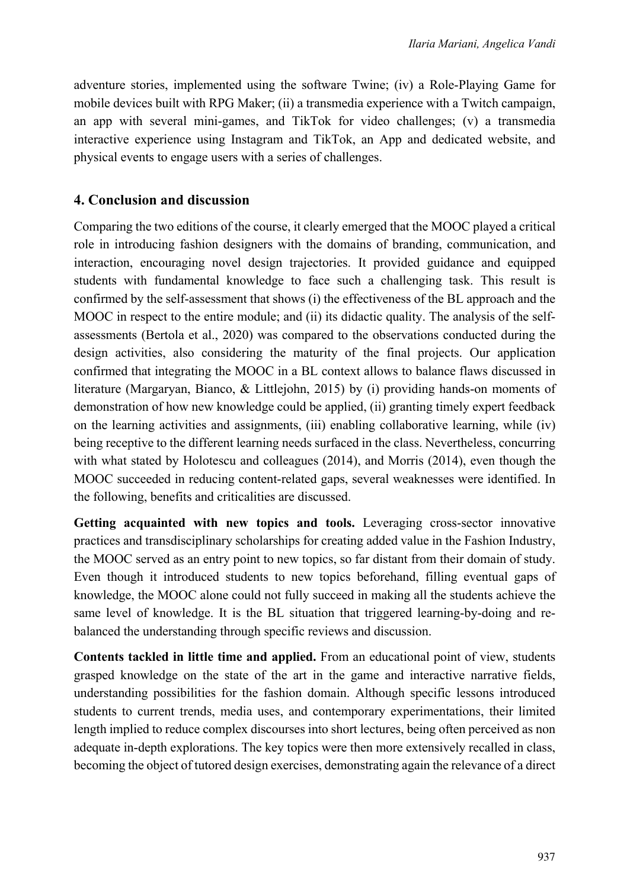adventure stories, implemented using the software Twine; (iv) a Role-Playing Game for mobile devices built with RPG Maker; (ii) a transmedia experience with a Twitch campaign, an app with several mini-games, and TikTok for video challenges; (v) a transmedia interactive experience using Instagram and TikTok, an App and dedicated website, and physical events to engage users with a series of challenges.

## 4. Conclusion and discussion

Comparing the two editions of the course, it clearly emerged that the MOOC played a critical role in introducing fashion designers with the domains of branding, communication, and interaction, encouraging novel design trajectories. It provided guidance and equipped students with fundamental knowledge to face such a challenging task. This result is confirmed by the self-assessment that shows (i) the effectiveness of the BL approach and the MOOC in respect to the entire module; and (ii) its didactic quality. The analysis of the self-assessments (Bertola et al., 2020) was compared to the observations conducted during the design activities, also considering the maturity of the final projects. Our application confirmed that integrating the MOOC in a BL context allows to balance flaws discussed in literature (Margaryan, Bianco, & Littlejohn, 2015) by (i) providing hands-on moments of demonstration of how new knowledge could be applied, (ii) granting timely expert feedback on the learning activities and assignments, (iii) enabling collaborative learning, while (iv) being receptive to the different learning needs surfaced in the class. Nevertheless, concurring with what stated by Holotescu and colleagues (2014), and Morris (2014), even though the MOOC succeeded in reducing content-related gaps, several weaknesses were identified. In the following, benefits and criticalities are discussed.

**Getting acquainted with new topics and tools.** Leveraging cross-sector innovative practices and transdisciplinary scholarships for creating added value in the Fashion Industry, the MOOC served as an entry point to new topics, so far distant from their domain of study. Even though it introduced students to new topics beforehand, filling eventual gaps of knowledge, the MOOC alone could not fully succeed in making all the students achieve the same level of knowledge. It is the BL situation that triggered learning-by-doing and re-balanced the understanding through specific reviews and discussion.

**Contents tackled in little time and applied.** From an educational point of view, students grasped knowledge on the state of the art in the game and interactive narrative fields, understanding possibilities for the fashion domain. Although specific lessons introduced students to current trends, media uses, and contemporary experimentations, their limited length implied to reduce complex discourses into short lectures, being often perceived as non adequate in-depth explorations. The key topics were then more extensively recalled in class, becoming the object of tutored design exercises, demonstrating again the relevance of a direct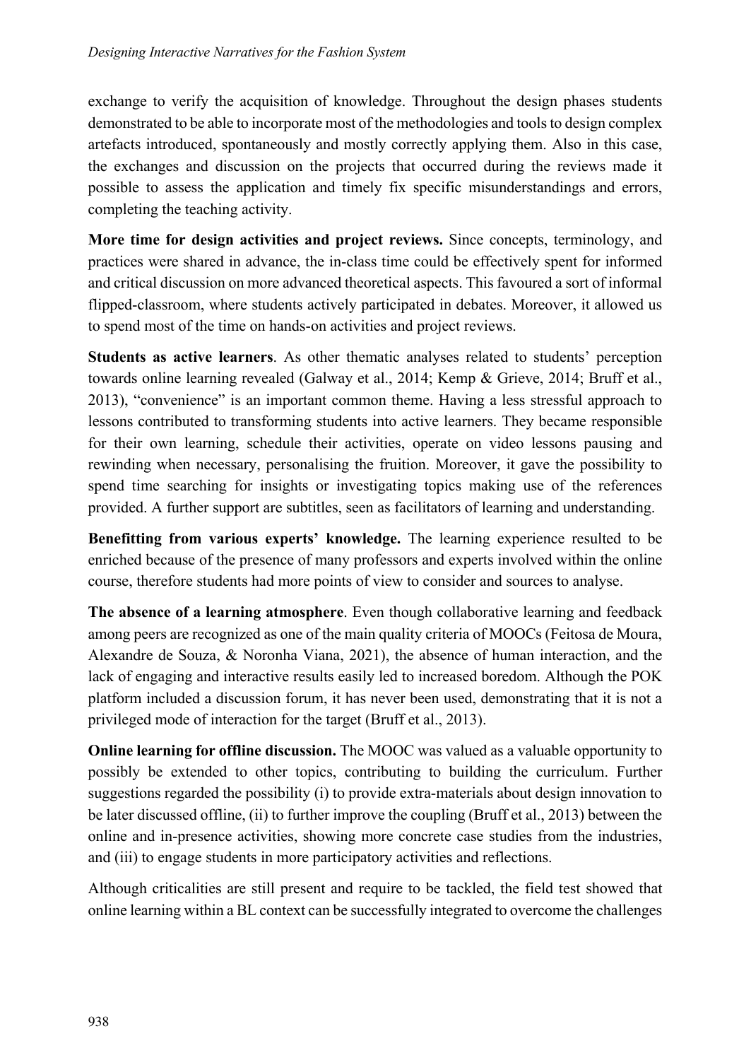exchange to verify the acquisition of knowledge. Throughout the design phases students demonstrated to be able to incorporate most of the methodologies and tools to design complex artefacts introduced, spontaneously and mostly correctly applying them. Also in this case, the exchanges and discussion on the projects that occurred during the reviews made it possible to assess the application and timely fix specific misunderstandings and errors, completing the teaching activity.

**More time for design activities and project reviews.** Since concepts, terminology, and practices were shared in advance, the in-class time could be effectively spent for informed and critical discussion on more advanced theoretical aspects. This favoured a sort of informal flipped-classroom, where students actively participated in debates. Moreover, it allowed us to spend most of the time on hands-on activities and project reviews.

**Students as active learners**. As other thematic analyses related to students' perception towards online learning revealed (Galway et al., 2014; Kemp & Grieve, 2014; Bruff et al., 2013), "convenience" is an important common theme. Having a less stressful approach to lessons contributed to transforming students into active learners. They became responsible for their own learning, schedule their activities, operate on video lessons pausing and rewinding when necessary, personalising the fruition. Moreover, it gave the possibility to spend time searching for insights or investigating topics making use of the references provided. A further support are subtitles, seen as facilitators of learning and understanding.

**Benefitting from various experts' knowledge.** The learning experience resulted to be enriched because of the presence of many professors and experts involved within the online course, therefore students had more points of view to consider and sources to analyse.

**The absence of a learning atmosphere**. Even though collaborative learning and feedback among peers are recognized as one of the main quality criteria of MOOCs (Feitosa de Moura, Alexandre de Souza, & Noronha Viana, 2021), the absence of human interaction, and the lack of engaging and interactive results easily led to increased boredom. Although the POK platform included a discussion forum, it has never been used, demonstrating that it is not a privileged mode of interaction for the target (Bruff et al., 2013).

**Online learning for offline discussion.** The MOOC was valued as a valuable opportunity to possibly be extended to other topics, contributing to building the curriculum. Further suggestions regarded the possibility (i) to provide extra-materials about design innovation to be later discussed offline, (ii) to further improve the coupling (Bruff et al., 2013) between the online and in-presence activities, showing more concrete case studies from the industries, and (iii) to engage students in more participatory activities and reflections.

Although criticalities are still present and require to be tackled, the field test showed that online learning within a BL context can be successfully integrated to overcome the challenges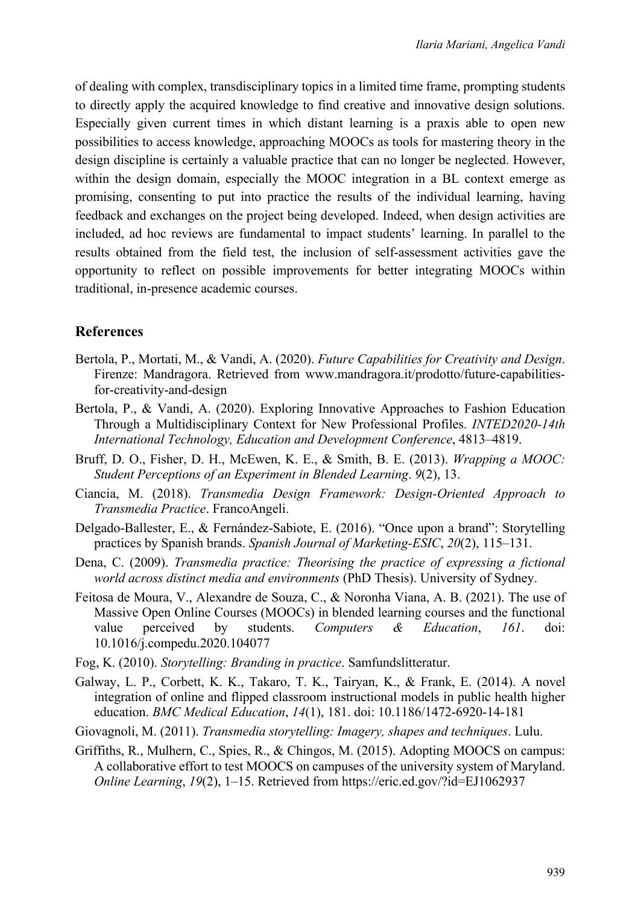of dealing with complex, transdisciplinary topics in a limited time frame, prompting students to directly apply the acquired knowledge to find creative and innovative design solutions. Especially given current times in which distant learning is a praxis able to open new possibilities to access knowledge, approaching MOOCs as tools for mastering theory in the design discipline is certainly a valuable practice that can no longer be neglected. However, within the design domain, especially the MOOC integration in a BL context emerge as promising, consenting to put into practice the results of the individual learning, having feedback and exchanges on the project being developed. Indeed, when design activities are included, ad hoc reviews are fundamental to impact students' learning. In parallel to the results obtained from the field test, the inclusion of self-assessment activities gave the opportunity to reflect on possible improvements for better integrating MOOCs within traditional, in-presence academic courses.

## References

Bertola, P., Mortati, M., & Vandi, A. (2020). *Future Capabilities for Creativity and Design*. Firenze: Mandragora. Retrieved from www.mandragora.it/prodotto/future-capabilities-for-creativity-and-design

Bertola, P., & Vandi, A. (2020). Exploring Innovative Approaches to Fashion Education Through a Multidisciplinary Context for New Professional Profiles. *INTED2020-14th International Technology, Education and Development Conference*, 4813–4819.

Bruff, D. O., Fisher, D. H., McEwen, K. E., & Smith, B. E. (2013). *Wrapping a MOOC: Student Perceptions of an Experiment in Blended Learning*. *9*(2), 13.

Ciancia, M. (2018). *Transmedia Design Framework: Design-Oriented Approach to Transmedia Practice*. FrancoAngeli.

Delgado-Ballester, E., & Fernández-Sabiote, E. (2016). "Once upon a brand": Storytelling practices by Spanish brands. *Spanish Journal of Marketing-ESIC*, *20*(2), 115–131.

Dena, C. (2009). *Transmedia practice: Theorising the practice of expressing a fictional world across distinct media and environments* (PhD Thesis). University of Sydney.

Feitosa de Moura, V., Alexandre de Souza, C., & Noronha Viana, A. B. (2021). The use of Massive Open Online Courses (MOOCs) in blended learning courses and the functional value perceived by students. *Computers & Education*, *161*. doi: 10.1016/j.compedu.2020.104077

Fog, K. (2010). *Storytelling: Branding in practice*. Samfundslitteratur.

Galway, L. P., Corbett, K. K., Takaro, T. K., Tairyan, K., & Frank, E. (2014). A novel integration of online and flipped classroom instructional models in public health higher education. *BMC Medical Education*, *14*(1), 181. doi: 10.1186/1472-6920-14-181

Giovagnoli, M. (2011). *Transmedia storytelling: Imagery, shapes and techniques*. Lulu.

Griffiths, R., Mulhern, C., Spies, R., & Chingos, M. (2015). Adopting MOOCS on campus: A collaborative effort to test MOOCS on campuses of the university system of Maryland. *Online Learning*, *19*(2), 1–15. Retrieved from https://eric.ed.gov/?id=EJ1062937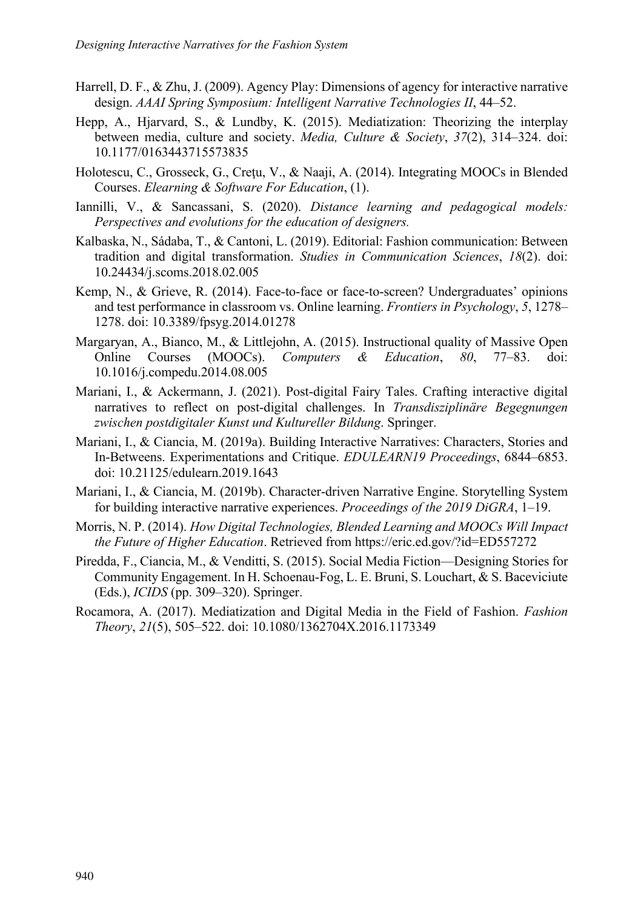Harrell, D. F., & Zhu, J. (2009). Agency Play: Dimensions of agency for interactive narrative design. *AAAI Spring Symposium: Intelligent Narrative Technologies II*, 44–52.

Hepp, A., Hjarvard, S., & Lundby, K. (2015). Mediatization: Theorizing the interplay between media, culture and society. *Media, Culture & Society*, *37*(2), 314–324. doi: 10.1177/0163443715573835

Holotescu, C., Grosseck, G., Crețu, V., & Naaji, A. (2014). Integrating MOOCs in Blended Courses. *Elearning & Software For Education*, (1).

Iannilli, V., & Sancassani, S. (2020). *Distance learning and pedagogical models: Perspectives and evolutions for the education of designers.*

Kalbaska, N., Sádaba, T., & Cantoni, L. (2019). Editorial: Fashion communication: Between tradition and digital transformation. *Studies in Communication Sciences*, *18*(2). doi: 10.24434/j.scoms.2018.02.005

Kemp, N., & Grieve, R. (2014). Face-to-face or face-to-screen? Undergraduates' opinions and test performance in classroom vs. Online learning. *Frontiers in Psychology*, *5*, 1278–1278. doi: 10.3389/fpsyg.2014.01278

Margaryan, A., Bianco, M., & Littlejohn, A. (2015). Instructional quality of Massive Open Online Courses (MOOCs). *Computers & Education*, *80*, 77–83. doi: 10.1016/j.compedu.2014.08.005

Mariani, I., & Ackermann, J. (2021). Post-digital Fairy Tales. Crafting interactive digital narratives to reflect on post-digital challenges. In *Transdisziplinäre Begegnungen zwischen postdigitaler Kunst und Kultureller Bildung*. Springer.

Mariani, I., & Ciancia, M. (2019a). Building Interactive Narratives: Characters, Stories and In-Betweens. Experimentations and Critique. *EDULEARN19 Proceedings*, 6844–6853. doi: 10.21125/edulearn.2019.1643

Mariani, I., & Ciancia, M. (2019b). Character-driven Narrative Engine. Storytelling System for building interactive narrative experiences. *Proceedings of the 2019 DiGRA*, 1–19.

Morris, N. P. (2014). *How Digital Technologies, Blended Learning and MOOCs Will Impact the Future of Higher Education*. Retrieved from https://eric.ed.gov/?id=ED557272

Piredda, F., Ciancia, M., & Venditti, S. (2015). Social Media Fiction—Designing Stories for Community Engagement. In H. Schoenau-Fog, L. E. Bruni, S. Louchart, & S. Baceviciute (Eds.), *ICIDS* (pp. 309–320). Springer.

Rocamora, A. (2017). Mediatization and Digital Media in the Field of Fashion. *Fashion Theory*, *21*(5), 505–522. doi: 10.1080/1362704X.2016.1173349